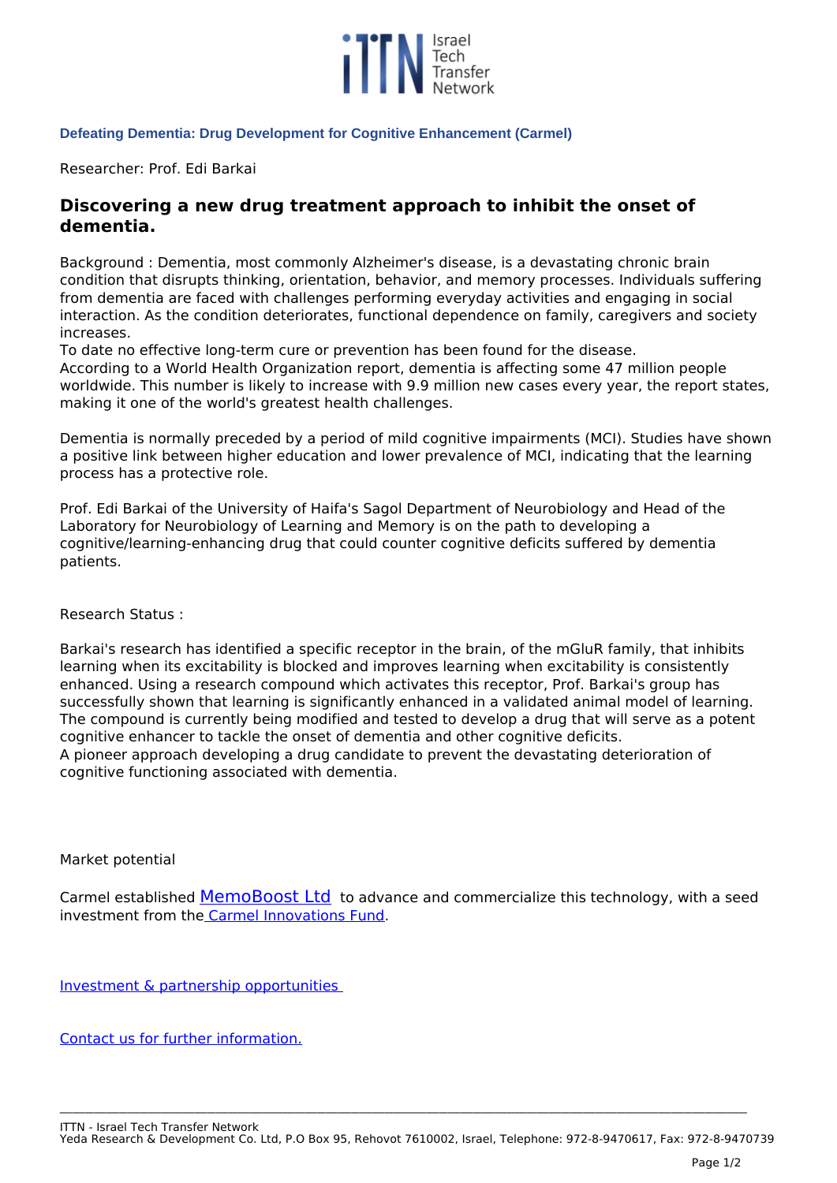**Defeating Dementia: Drug Development for Cognitive Enhancement (Carmel)**

Researcher: Prof. Edi Barkai

## Discovering a new drug treatment approach to inhibit the onset of dementia.

Background : Dementia, most commonly Alzheimer's disease, is a devastating chronic brain condition that disrupts thinking, orientation, behavior, and memory processes. Individuals suffering from dementia are faced with challenges performing everyday activities and engaging in social interaction. As the condition deteriorates, functional dependence on family, caregivers and society increases.
To date no effective long-term cure or prevention has been found for the disease.
According to a World Health Organization report, dementia is affecting some 47 million people worldwide. This number is likely to increase with 9.9 million new cases every year, the report states, making it one of the world's greatest health challenges.

Dementia is normally preceded by a period of mild cognitive impairments (MCI). Studies have shown a positive link between higher education and lower prevalence of MCI, indicating that the learning process has a protective role.

Prof. Edi Barkai of the University of Haifa's Sagol Department of Neurobiology and Head of the Laboratory for Neurobiology of Learning and Memory is on the path to developing a cognitive/learning-enhancing drug that could counter cognitive deficits suffered by dementia patients.

Research Status :

Barkai's research has identified a specific receptor in the brain, of the mGluR family, that inhibits learning when its excitability is blocked and improves learning when excitability is consistently enhanced. Using a research compound which activates this receptor, Prof. Barkai's group has successfully shown that learning is significantly enhanced in a validated animal model of learning. The compound is currently being modified and tested to develop a drug that will serve as a potent cognitive enhancer to tackle the onset of dementia and other cognitive deficits.
A pioneer approach developing a drug candidate to prevent the devastating deterioration of cognitive functioning associated with dementia.

Market potential

Carmel established MemoBoost Ltd to advance and commercialize this technology, with a seed investment from the Carmel Innovations Fund.

Investment & partnership opportunities

Contact us for further information.

ITTN - Israel Tech Transfer Network
Yeda Research & Development Co. Ltd, P.O Box 95, Rehovot 7610002, Israel, Telephone: 972-8-9470617, Fax: 972-8-9470739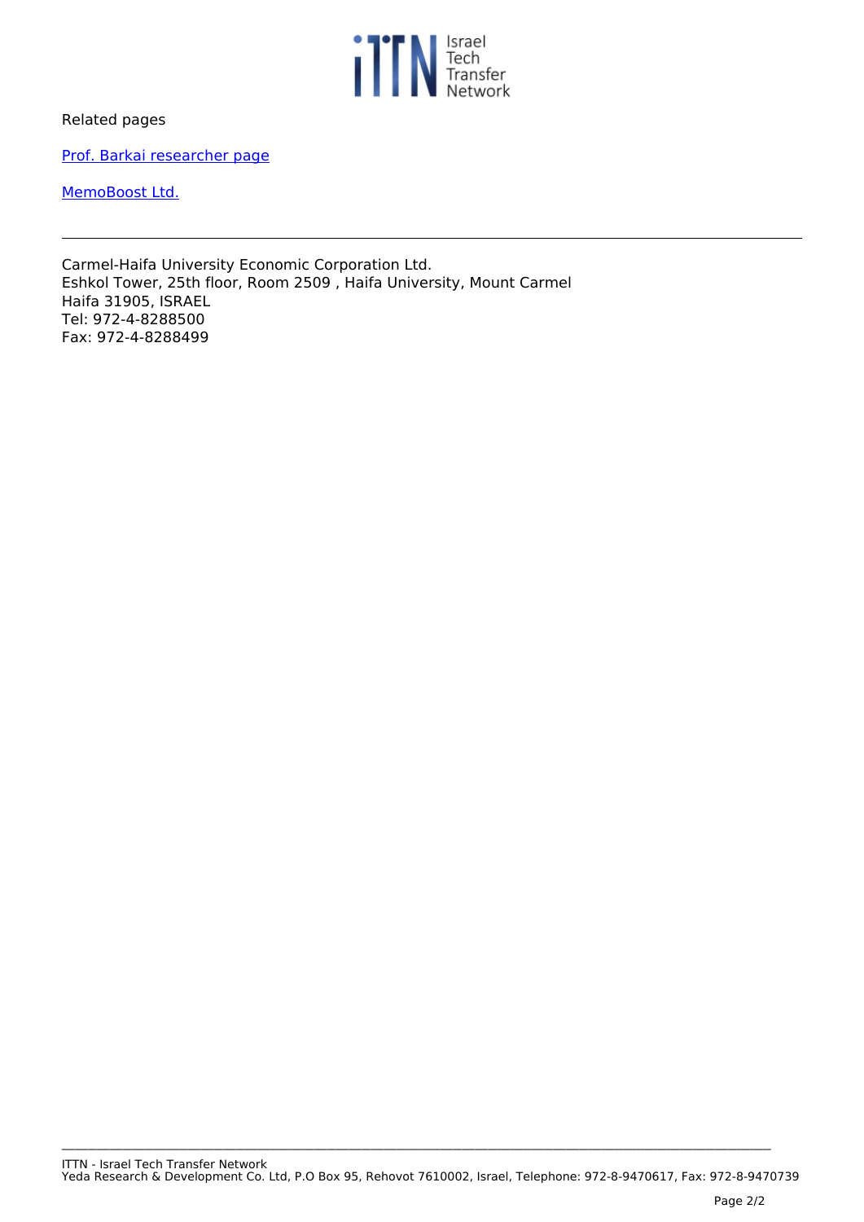Related pages

[Prof. Barkai researcher page]

[MemoBoost Ltd.]

---

Carmel-Haifa University Economic Corporation Ltd.
Eshkol Tower, 25th floor, Room 2509 , Haifa University, Mount Carmel
Haifa 31905, ISRAEL
Tel: 972-4-8288500
Fax: 972-4-8288499